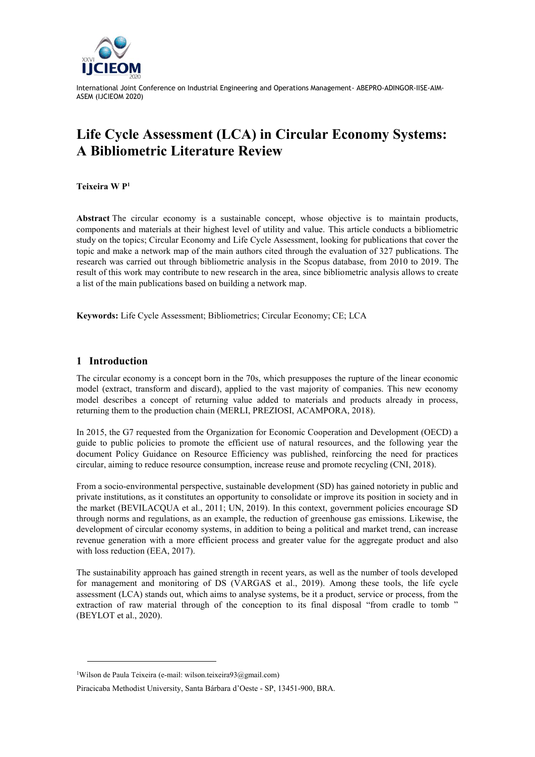# Life Cycle Assessment (LCA) in Circular Economy Systems: A Bibliometric Literature Review

**Teixeira W P**[1]

**Abstract** The circular economy is a sustainable concept, whose objective is to maintain products, components and materials at their highest level of utility and value. This article conducts a bibliometric study on the topics; Circular Economy and Life Cycle Assessment, looking for publications that cover the topic and make a network map of the main authors cited through the evaluation of 327 publications. The research was carried out through bibliometric analysis in the Scopus database, from 2010 to 2019. The result of this work may contribute to new research in the area, since bibliometric analysis allows to create a list of the main publications based on building a network map.

**Keywords:** Life Cycle Assessment; Bibliometrics; Circular Economy; CE; LCA

## 1 Introduction

The circular economy is a concept born in the 70s, which presupposes the rupture of the linear economic model (extract, transform and discard), applied to the vast majority of companies. This new economy model describes a concept of returning value added to materials and products already in process, returning them to the production chain (MERLI, PREZIOSI, ACAMPORA, 2018).

In 2015, the G7 requested from the Organization for Economic Cooperation and Development (OECD) a guide to public policies to promote the efficient use of natural resources, and the following year the document Policy Guidance on Resource Efficiency was published, reinforcing the need for practices circular, aiming to reduce resource consumption, increase reuse and promote recycling (CNI, 2018).

From a socio-environmental perspective, sustainable development (SD) has gained notoriety in public and private institutions, as it constitutes an opportunity to consolidate or improve its position in society and in the market (BEVILACQUA et al., 2011; UN, 2019). In this context, government policies encourage SD through norms and regulations, as an example, the reduction of greenhouse gas emissions. Likewise, the development of circular economy systems, in addition to being a political and market trend, can increase revenue generation with a more efficient process and greater value for the aggregate product and also with loss reduction (EEA, 2017).

The sustainability approach has gained strength in recent years, as well as the number of tools developed for management and monitoring of DS (VARGAS et al., 2019). Among these tools, the life cycle assessment (LCA) stands out, which aims to analyse systems, be it a product, service or process, from the extraction of raw material through of the conception to its final disposal "from cradle to tomb " (BEYLOT et al., 2020).

---

[1] Wilson de Paula Teixeira (e-mail: wilson.teixeira93@gmail.com)

Piracicaba Methodist University, Santa Bárbara d'Oeste - SP, 13451-900, BRA.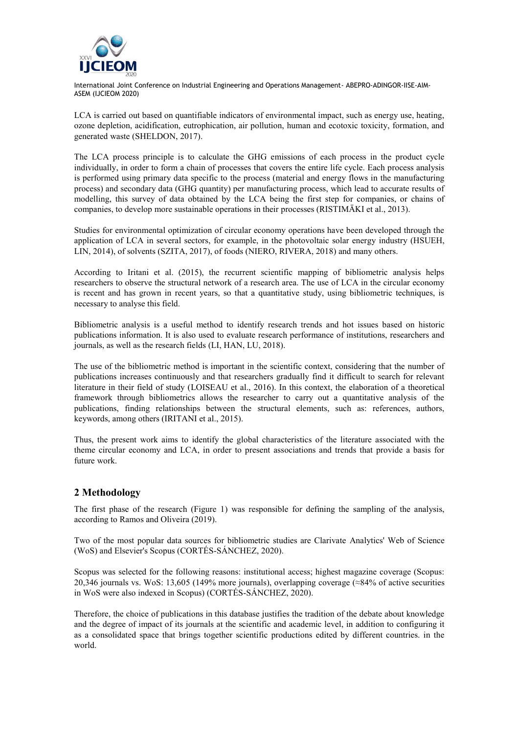LCA is carried out based on quantifiable indicators of environmental impact, such as energy use, heating, ozone depletion, acidification, eutrophication, air pollution, human and ecotoxic toxicity, formation, and generated waste (SHELDON, 2017).

The LCA process principle is to calculate the GHG emissions of each process in the product cycle individually, in order to form a chain of processes that covers the entire life cycle. Each process analysis is performed using primary data specific to the process (material and energy flows in the manufacturing process) and secondary data (GHG quantity) per manufacturing process, which lead to accurate results of modelling, this survey of data obtained by the LCA being the first step for companies, or chains of companies, to develop more sustainable operations in their processes (RISTIMÄKI et al., 2013).

Studies for environmental optimization of circular economy operations have been developed through the application of LCA in several sectors, for example, in the photovoltaic solar energy industry (HSUEH, LIN, 2014), of solvents (SZITA, 2017), of foods (NIERO, RIVERA, 2018) and many others.

According to Iritani et al. (2015), the recurrent scientific mapping of bibliometric analysis helps researchers to observe the structural network of a research area. The use of LCA in the circular economy is recent and has grown in recent years, so that a quantitative study, using bibliometric techniques, is necessary to analyse this field.

Bibliometric analysis is a useful method to identify research trends and hot issues based on historic publications information. It is also used to evaluate research performance of institutions, researchers and journals, as well as the research fields (LI, HAN, LU, 2018).

The use of the bibliometric method is important in the scientific context, considering that the number of publications increases continuously and that researchers gradually find it difficult to search for relevant literature in their field of study (LOISEAU et al., 2016). In this context, the elaboration of a theoretical framework through bibliometrics allows the researcher to carry out a quantitative analysis of the publications, finding relationships between the structural elements, such as: references, authors, keywords, among others (IRITANI et al., 2015).

Thus, the present work aims to identify the global characteristics of the literature associated with the theme circular economy and LCA, in order to present associations and trends that provide a basis for future work.

## 2 Methodology

The first phase of the research (Figure 1) was responsible for defining the sampling of the analysis, according to Ramos and Oliveira (2019).

Two of the most popular data sources for bibliometric studies are Clarivate Analytics' Web of Science (WoS) and Elsevier's Scopus (CORTÉS-SÁNCHEZ, 2020).

Scopus was selected for the following reasons: institutional access; highest magazine coverage (Scopus: 20,346 journals vs. WoS: 13,605 (149% more journals), overlapping coverage (≈84% of active securities in WoS were also indexed in Scopus) (CORTÉS-SÁNCHEZ, 2020).

Therefore, the choice of publications in this database justifies the tradition of the debate about knowledge and the degree of impact of its journals at the scientific and academic level, in addition to configuring it as a consolidated space that brings together scientific productions edited by different countries. in the world.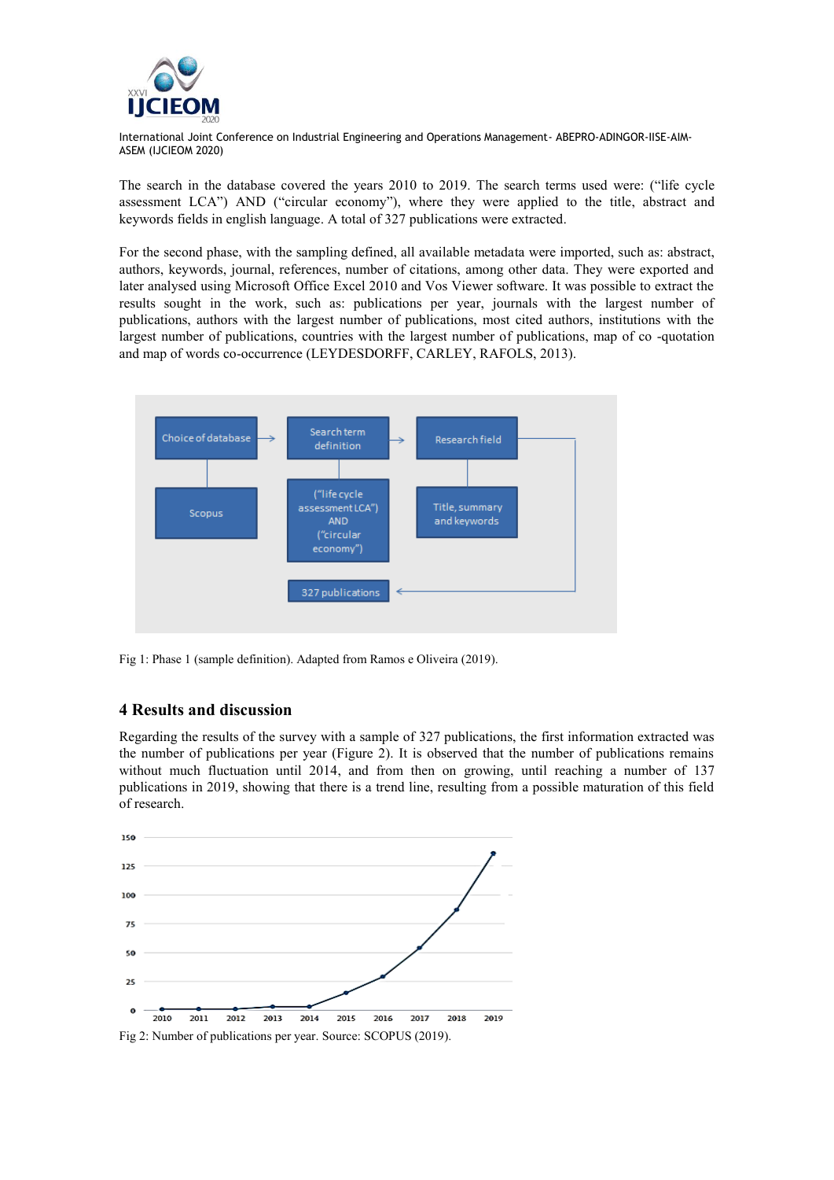The search in the database covered the years 2010 to 2019. The search terms used were: ("life cycle assessment LCA") AND ("circular economy"), where they were applied to the title, abstract and keywords fields in english language. A total of 327 publications were extracted.

For the second phase, with the sampling defined, all available metadata were imported, such as: abstract, authors, keywords, journal, references, number of citations, among other data. They were exported and later analysed using Microsoft Office Excel 2010 and Vos Viewer software. It was possible to extract the results sought in the work, such as: publications per year, journals with the largest number of publications, authors with the largest number of publications, most cited authors, institutions with the largest number of publications, countries with the largest number of publications, map of co -quotation and map of words co-occurrence (LEYDESDORFF, CARLEY, RAFOLS, 2013).

Fig 1: Phase 1 (sample definition). Adapted from Ramos e Oliveira (2019).

## 4 Results and discussion

Regarding the results of the survey with a sample of 327 publications, the first information extracted was the number of publications per year (Figure 2). It is observed that the number of publications remains without much fluctuation until 2014, and from then on growing, until reaching a number of 137 publications in 2019, showing that there is a trend line, resulting from a possible maturation of this field of research.

Fig 2: Number of publications per year. Source: SCOPUS (2019).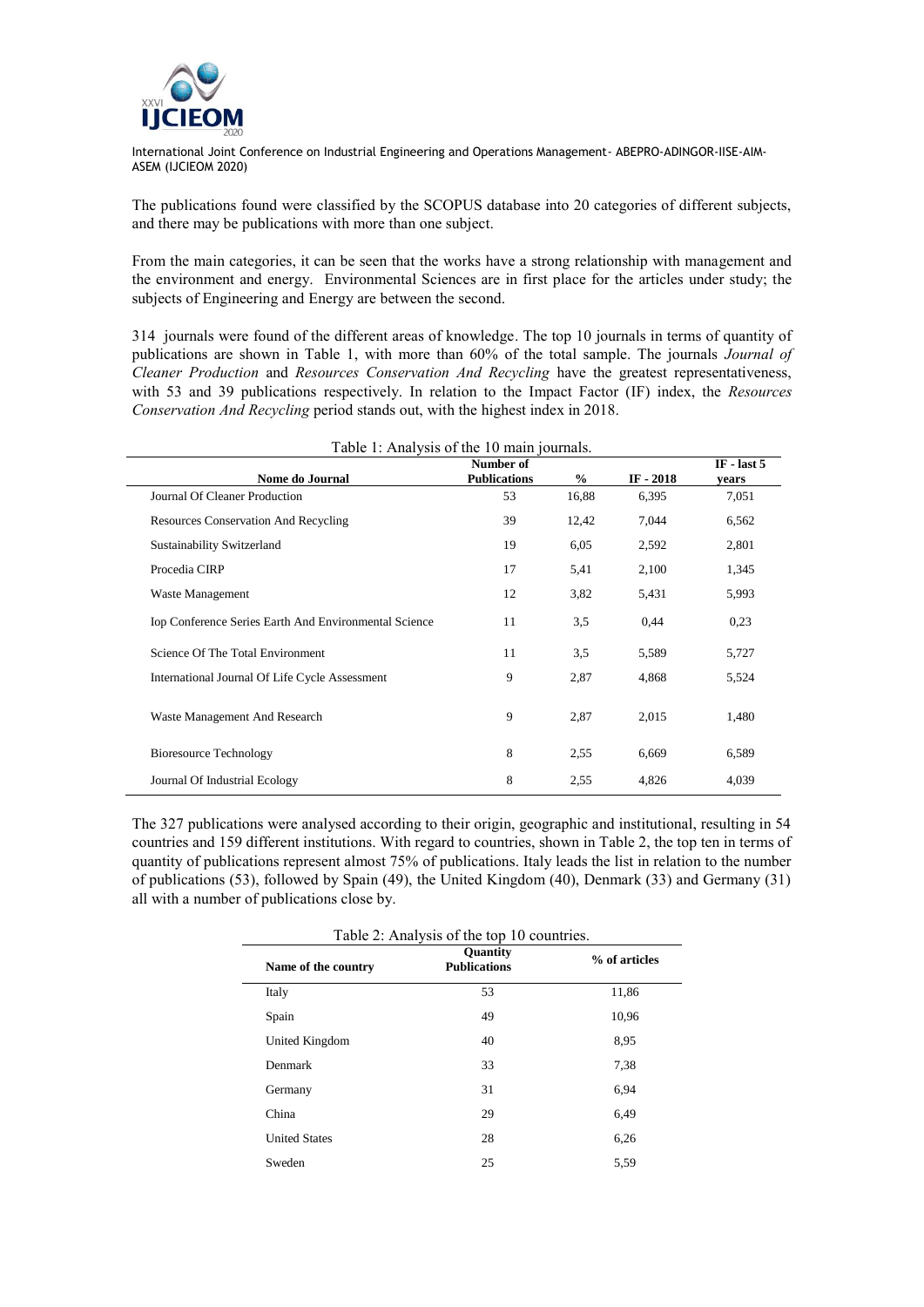The publications found were classified by the SCOPUS database into 20 categories of different subjects, and there may be publications with more than one subject.

From the main categories, it can be seen that the works have a strong relationship with management and the environment and energy. Environmental Sciences are in first place for the articles under study; the subjects of Engineering and Energy are between the second.

314 journals were found of the different areas of knowledge. The top 10 journals in terms of quantity of publications are shown in Table 1, with more than 60% of the total sample. The journals *Journal of Cleaner Production* and *Resources Conservation And Recycling* have the greatest representativeness, with 53 and 39 publications respectively. In relation to the Impact Factor (IF) index, the *Resources Conservation And Recycling* period stands out, with the highest index in 2018.

Table 1: Analysis of the 10 main journals.

| Nome do Journal | Number of Publications | % | IF - 2018 | IF - last 5 years |
|---|---|---|---|---|
| Journal Of Cleaner Production | 53 | 16,88 | 6,395 | 7,051 |
| Resources Conservation And Recycling | 39 | 12,42 | 7,044 | 6,562 |
| Sustainability Switzerland | 19 | 6,05 | 2,592 | 2,801 |
| Procedia CIRP | 17 | 5,41 | 2,100 | 1,345 |
| Waste Management | 12 | 3,82 | 5,431 | 5,993 |
| Iop Conference Series Earth And Environmental Science | 11 | 3,5 | 0,44 | 0,23 |
| Science Of The Total Environment | 11 | 3,5 | 5,589 | 5,727 |
| International Journal Of Life Cycle Assessment | 9 | 2,87 | 4,868 | 5,524 |
| Waste Management And Research | 9 | 2,87 | 2,015 | 1,480 |
| Bioresource Technology | 8 | 2,55 | 6,669 | 6,589 |
| Journal Of Industrial Ecology | 8 | 2,55 | 4,826 | 4,039 |

The 327 publications were analysed according to their origin, geographic and institutional, resulting in 54 countries and 159 different institutions. With regard to countries, shown in Table 2, the top ten in terms of quantity of publications represent almost 75% of publications. Italy leads the list in relation to the number of publications (53), followed by Spain (49), the United Kingdom (40), Denmark (33) and Germany (31) all with a number of publications close by.

Table 2: Analysis of the top 10 countries.

| Name of the country | Quantity Publications | % of articles |
|---|---|---|
| Italy | 53 | 11,86 |
| Spain | 49 | 10,96 |
| United Kingdom | 40 | 8,95 |
| Denmark | 33 | 7,38 |
| Germany | 31 | 6,94 |
| China | 29 | 6,49 |
| United States | 28 | 6,26 |
| Sweden | 25 | 5,59 |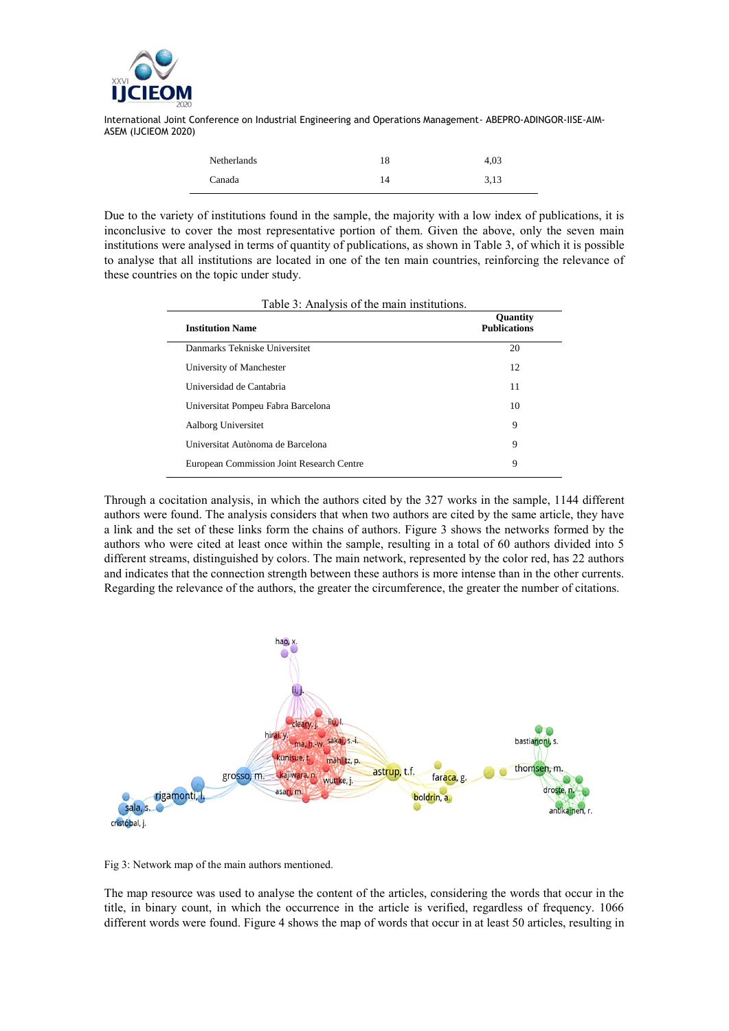| Netherlands | 18 | 4,03 |
|---|---|---|
| Canada | 14 | 3,13 |

Due to the variety of institutions found in the sample, the majority with a low index of publications, it is inconclusive to cover the most representative portion of them. Given the above, only the seven main institutions were analysed in terms of quantity of publications, as shown in Table 3, of which it is possible to analyse that all institutions are located in one of the ten main countries, reinforcing the relevance of these countries on the topic under study.

Table 3: Analysis of the main institutions.

| Institution Name | Quantity Publications |
|---|---|
| Danmarks Tekniske Universitet | 20 |
| University of Manchester | 12 |
| Universidad de Cantabria | 11 |
| Universitat Pompeu Fabra Barcelona | 10 |
| Aalborg Universitet | 9 |
| Universitat Autònoma de Barcelona | 9 |
| European Commission Joint Research Centre | 9 |

Through a cocitation analysis, in which the authors cited by the 327 works in the sample, 1144 different authors were found. The analysis considers that when two authors are cited by the same article, they have a link and the set of these links form the chains of authors. Figure 3 shows the networks formed by the authors who were cited at least once within the sample, resulting in a total of 60 authors divided into 5 different streams, distinguished by colors. The main network, represented by the color red, has 22 authors and indicates that the connection strength between these authors is more intense than in the other currents. Regarding the relevance of the authors, the greater the circumference, the greater the number of citations.

Fig 3: Network map of the main authors mentioned.

The map resource was used to analyse the content of the articles, considering the words that occur in the title, in binary count, in which the occurrence in the article is verified, regardless of frequency. 1066 different words were found. Figure 4 shows the map of words that occur in at least 50 articles, resulting in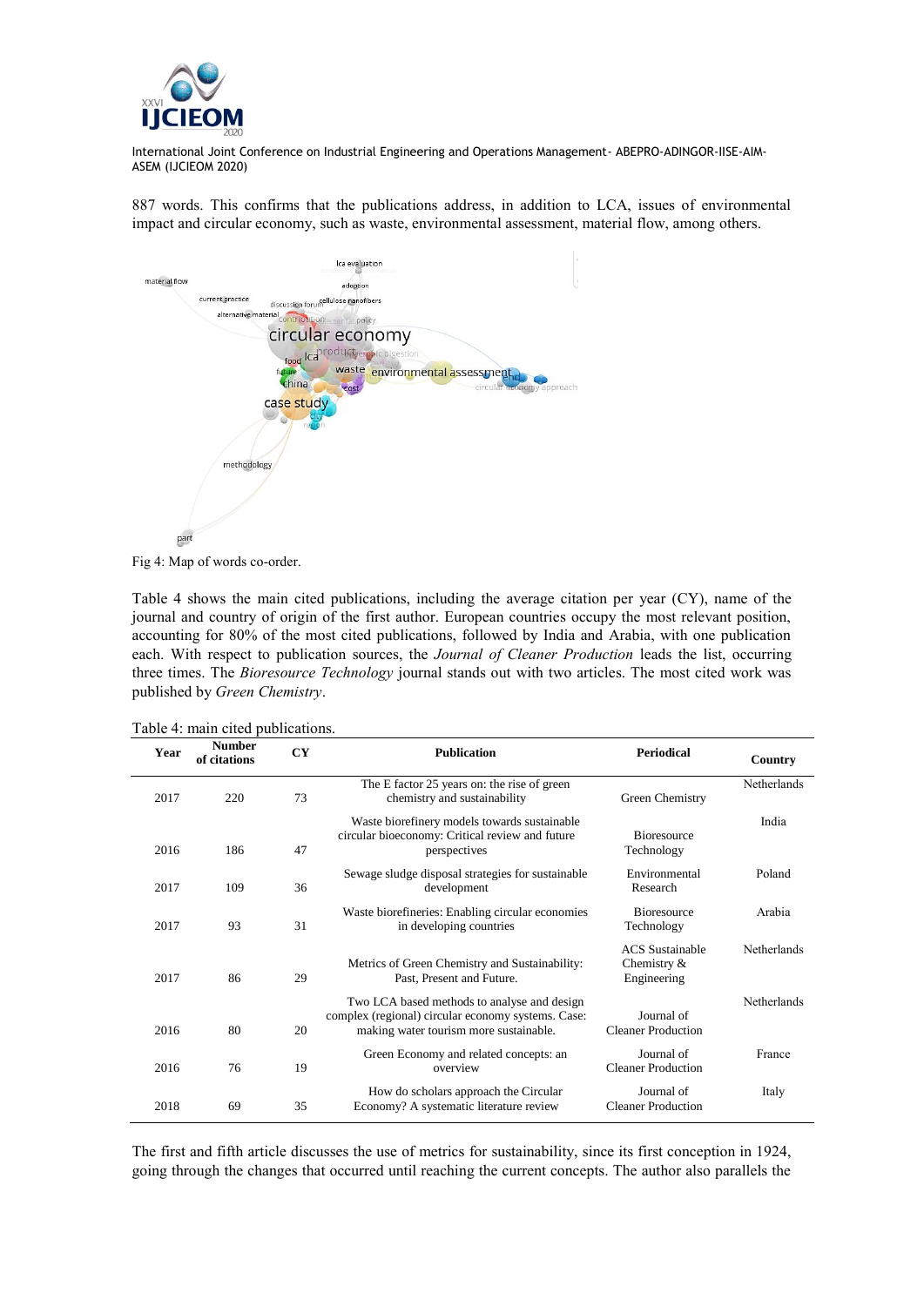887 words. This confirms that the publications address, in addition to LCA, issues of environmental impact and circular economy, such as waste, environmental assessment, material flow, among others.

Fig 4: Map of words co-order.

Table 4 shows the main cited publications, including the average citation per year (CY), name of the journal and country of origin of the first author. European countries occupy the most relevant position, accounting for 80% of the most cited publications, followed by India and Arabia, with one publication each. With respect to publication sources, the *Journal of Cleaner Production* leads the list, occurring three times. The *Bioresource Technology* journal stands out with two articles. The most cited work was published by *Green Chemistry*.

Table 4: main cited publications.

| Year | Number of citations | CY | Publication | Periodical | Country |
|---|---|---|---|---|---|
| 2017 | 220 | 73 | The E factor 25 years on: the rise of green chemistry and sustainability | Green Chemistry | Netherlands |
| 2016 | 186 | 47 | Waste biorefinery models towards sustainable circular bioeconomy: Critical review and future perspectives | Bioresource Technology | India |
| 2017 | 109 | 36 | Sewage sludge disposal strategies for sustainable development | Environmental Research | Poland |
| 2017 | 93 | 31 | Waste biorefineries: Enabling circular economies in developing countries | Bioresource Technology | Arabia |
| 2017 | 86 | 29 | Metrics of Green Chemistry and Sustainability: Past, Present and Future. | ACS Sustainable Chemistry & Engineering | Netherlands |
| 2016 | 80 | 20 | Two LCA based methods to analyse and design complex (regional) circular economy systems. Case: making water tourism more sustainable. | Journal of Cleaner Production | Netherlands |
| 2016 | 76 | 19 | Green Economy and related concepts: an overview | Journal of Cleaner Production | France |
| 2018 | 69 | 35 | How do scholars approach the Circular Economy? A systematic literature review | Journal of Cleaner Production | Italy |

The first and fifth article discusses the use of metrics for sustainability, since its first conception in 1924, going through the changes that occurred until reaching the current concepts. The author also parallels the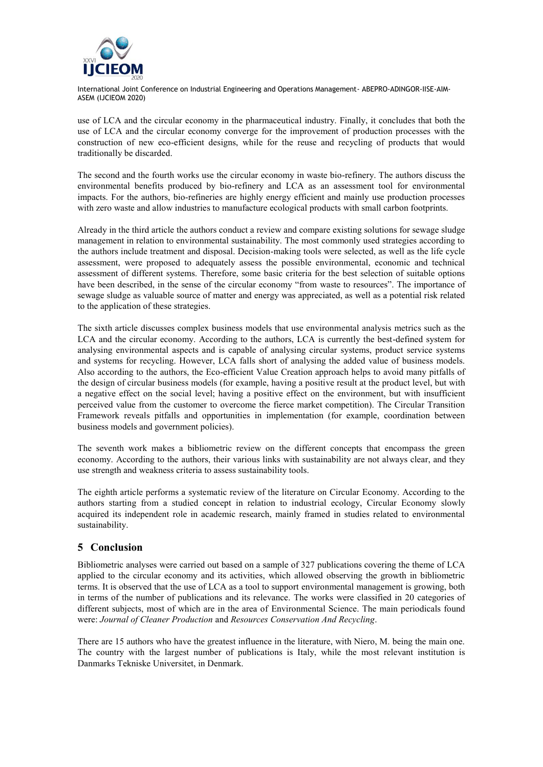use of LCA and the circular economy in the pharmaceutical industry. Finally, it concludes that both the use of LCA and the circular economy converge for the improvement of production processes with the construction of new eco-efficient designs, while for the reuse and recycling of products that would traditionally be discarded.

The second and the fourth works use the circular economy in waste bio-refinery. The authors discuss the environmental benefits produced by bio-refinery and LCA as an assessment tool for environmental impacts. For the authors, bio-refineries are highly energy efficient and mainly use production processes with zero waste and allow industries to manufacture ecological products with small carbon footprints.

Already in the third article the authors conduct a review and compare existing solutions for sewage sludge management in relation to environmental sustainability. The most commonly used strategies according to the authors include treatment and disposal. Decision-making tools were selected, as well as the life cycle assessment, were proposed to adequately assess the possible environmental, economic and technical assessment of different systems. Therefore, some basic criteria for the best selection of suitable options have been described, in the sense of the circular economy "from waste to resources". The importance of sewage sludge as valuable source of matter and energy was appreciated, as well as a potential risk related to the application of these strategies.

The sixth article discusses complex business models that use environmental analysis metrics such as the LCA and the circular economy. According to the authors, LCA is currently the best-defined system for analysing environmental aspects and is capable of analysing circular systems, product service systems and systems for recycling. However, LCA falls short of analysing the added value of business models. Also according to the authors, the Eco-efficient Value Creation approach helps to avoid many pitfalls of the design of circular business models (for example, having a positive result at the product level, but with a negative effect on the social level; having a positive effect on the environment, but with insufficient perceived value from the customer to overcome the fierce market competition). The Circular Transition Framework reveals pitfalls and opportunities in implementation (for example, coordination between business models and government policies).

The seventh work makes a bibliometric review on the different concepts that encompass the green economy. According to the authors, their various links with sustainability are not always clear, and they use strength and weakness criteria to assess sustainability tools.

The eighth article performs a systematic review of the literature on Circular Economy. According to the authors starting from a studied concept in relation to industrial ecology, Circular Economy slowly acquired its independent role in academic research, mainly framed in studies related to environmental sustainability.

## 5 Conclusion

Bibliometric analyses were carried out based on a sample of 327 publications covering the theme of LCA applied to the circular economy and its activities, which allowed observing the growth in bibliometric terms. It is observed that the use of LCA as a tool to support environmental management is growing, both in terms of the number of publications and its relevance. The works were classified in 20 categories of different subjects, most of which are in the area of Environmental Science. The main periodicals found were: *Journal of Cleaner Production* and *Resources Conservation And Recycling*.

There are 15 authors who have the greatest influence in the literature, with Niero, M. being the main one. The country with the largest number of publications is Italy, while the most relevant institution is Danmarks Tekniske Universitet, in Denmark.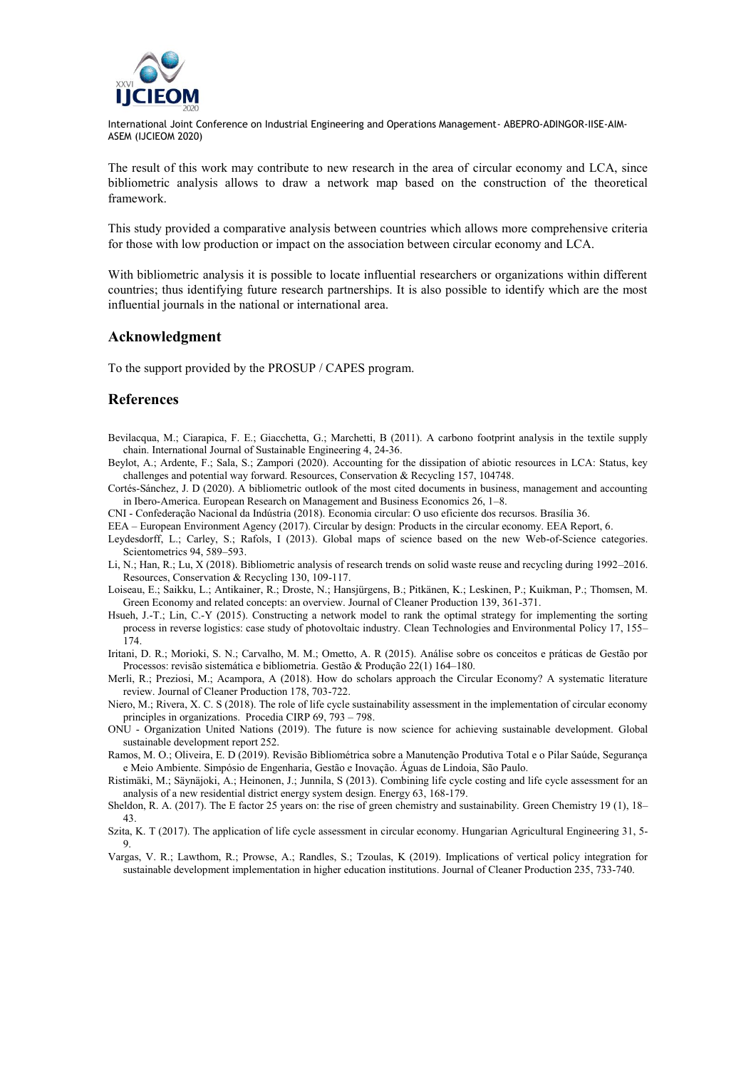The result of this work may contribute to new research in the area of circular economy and LCA, since bibliometric analysis allows to draw a network map based on the construction of the theoretical framework.

This study provided a comparative analysis between countries which allows more comprehensive criteria for those with low production or impact on the association between circular economy and LCA.

With bibliometric analysis it is possible to locate influential researchers or organizations within different countries; thus identifying future research partnerships. It is also possible to identify which are the most influential journals in the national or international area.

## Acknowledgment

To the support provided by the PROSUP / CAPES program.

## References

Bevilacqua, M.; Ciarapica, F. E.; Giacchetta, G.; Marchetti, B (2011). A carbono footprint analysis in the textile supply chain. International Journal of Sustainable Engineering 4, 24-36.

Beylot, A.; Ardente, F.; Sala, S.; Zampori (2020). Accounting for the dissipation of abiotic resources in LCA: Status, key challenges and potential way forward. Resources, Conservation & Recycling 157, 104748.

Cortés-Sánchez, J. D (2020). A bibliometric outlook of the most cited documents in business, management and accounting in Ibero-America. European Research on Management and Business Economics 26, 1–8.

CNI - Confederação Nacional da Indústria (2018). Economia circular: O uso eficiente dos recursos. Brasília 36.

EEA – European Environment Agency (2017). Circular by design: Products in the circular economy. EEA Report, 6.

Leydesdorff, L.; Carley, S.; Rafols, I (2013). Global maps of science based on the new Web-of-Science categories. Scientometrics 94, 589–593.

Li, N.; Han, R.; Lu, X (2018). Bibliometric analysis of research trends on solid waste reuse and recycling during 1992–2016. Resources, Conservation & Recycling 130, 109-117.

Loiseau, E.; Saikku, L.; Antikainer, R.; Droste, N.; Hansjürgens, B.; Pitkänen, K.; Leskinen, P.; Kuikman, P.; Thomsen, M. Green Economy and related concepts: an overview. Journal of Cleaner Production 139, 361-371.

Hsueh, J.-T.; Lin, C.-Y (2015). Constructing a network model to rank the optimal strategy for implementing the sorting process in reverse logistics: case study of photovoltaic industry. Clean Technologies and Environmental Policy 17, 155–174.

Iritani, D. R.; Morioki, S. N.; Carvalho, M. M.; Ometto, A. R (2015). Análise sobre os conceitos e práticas de Gestão por Processos: revisão sistemática e bibliometria. Gestão & Produção 22(1) 164–180.

Merli, R.; Preziosi, M.; Acampora, A (2018). How do scholars approach the Circular Economy? A systematic literature review. Journal of Cleaner Production 178, 703-722.

Niero, M.; Rivera, X. C. S (2018). The role of life cycle sustainability assessment in the implementation of circular economy principles in organizations. Procedia CIRP 69, 793 – 798.

ONU - Organization United Nations (2019). The future is now science for achieving sustainable development. Global sustainable development report 252.

Ramos, M. O.; Oliveira, E. D (2019). Revisão Bibliométrica sobre a Manutenção Produtiva Total e o Pilar Saúde, Segurança e Meio Ambiente. Simpósio de Engenharia, Gestão e Inovação. Águas de Lindoia, São Paulo.

Ristimäki, M.; Säynäjoki, A.; Heinonen, J.; Junnila, S (2013). Combining life cycle costing and life cycle assessment for an analysis of a new residential district energy system design. Energy 63, 168-179.

Sheldon, R. A. (2017). The E factor 25 years on: the rise of green chemistry and sustainability. Green Chemistry 19 (1), 18–43.

Szita, K. T (2017). The application of life cycle assessment in circular economy. Hungarian Agricultural Engineering 31, 5-9.

Vargas, V. R.; Lawthom, R.; Prowse, A.; Randles, S.; Tzoulas, K (2019). Implications of vertical policy integration for sustainable development implementation in higher education institutions. Journal of Cleaner Production 235, 733-740.